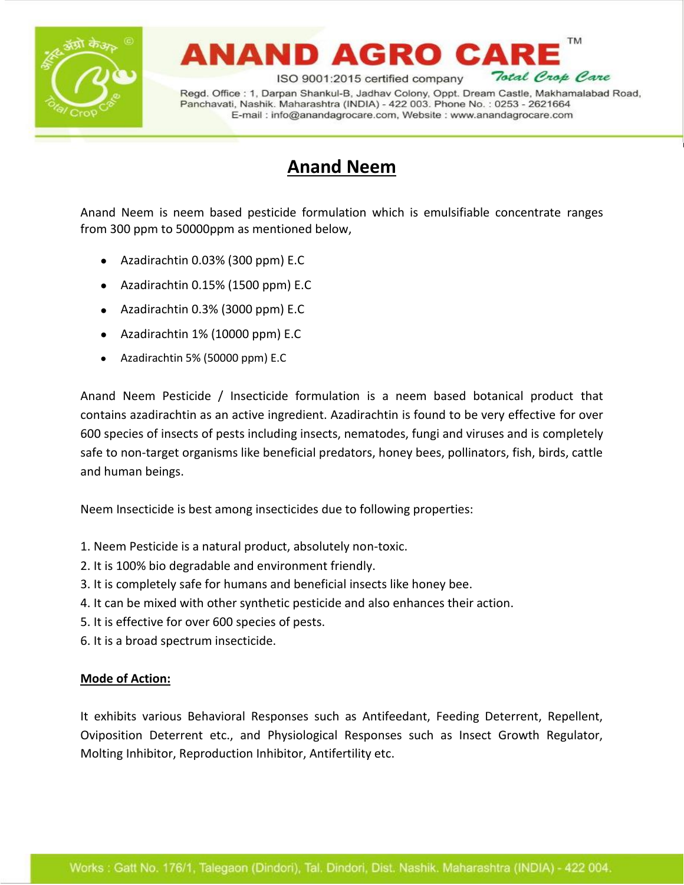# Anand Neem

Anand Neem is neem based pesticide formulation which is emulsifiable concentrate ranges from 300 ppm to 50000ppm as mentioned below,

- Azadirachtin 0.03% (300 ppm) E.C
- Azadirachtin 0.15% (1500 ppm) E.C
- Azadirachtin 0.3% (3000 ppm) E.C
- Azadirachtin 1% (10000 ppm) E.C
- Azadirachtin 5% (50000 ppm) E.C

Anand Neem Pesticide / Insecticide formulation is a neem based botanical product that contains azadirachtin as an active ingredient. Azadirachtin is found to be very effective for over 600 species of insects of pests including insects, nematodes, fungi and viruses and is completely safe to non-target organisms like beneficial predators, honey bees, pollinators, fish, birds, cattle and human beings.

Neem Insecticide is best among insecticides due to following properties:

1. Neem Pesticide is a natural product, absolutely non-toxic.
2. It is 100% bio degradable and environment friendly.
3. It is completely safe for humans and beneficial insects like honey bee.
4. It can be mixed with other synthetic pesticide and also enhances their action.
5. It is effective for over 600 species of pests.
6. It is a broad spectrum insecticide.

**Mode of Action:**

It exhibits various Behavioral Responses such as Antifeedant, Feeding Deterrent, Repellent, Oviposition Deterrent etc., and Physiological Responses such as Insect Growth Regulator, Molting Inhibitor, Reproduction Inhibitor, Antifertility etc.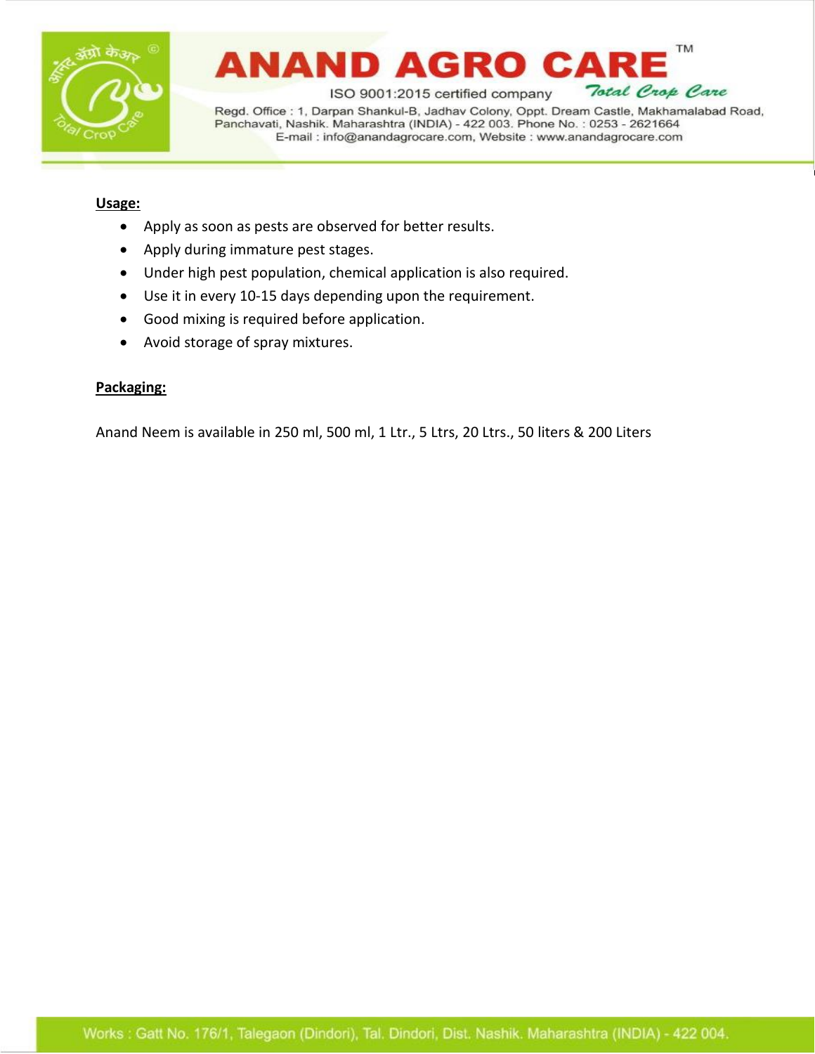**Usage:**

- Apply as soon as pests are observed for better results.
- Apply during immature pest stages.
- Under high pest population, chemical application is also required.
- Use it in every 10-15 days depending upon the requirement.
- Good mixing is required before application.
- Avoid storage of spray mixtures.

**Packaging:**

Anand Neem is available in 250 ml, 500 ml, 1 Ltr., 5 Ltrs, 20 Ltrs., 50 liters & 200 Liters